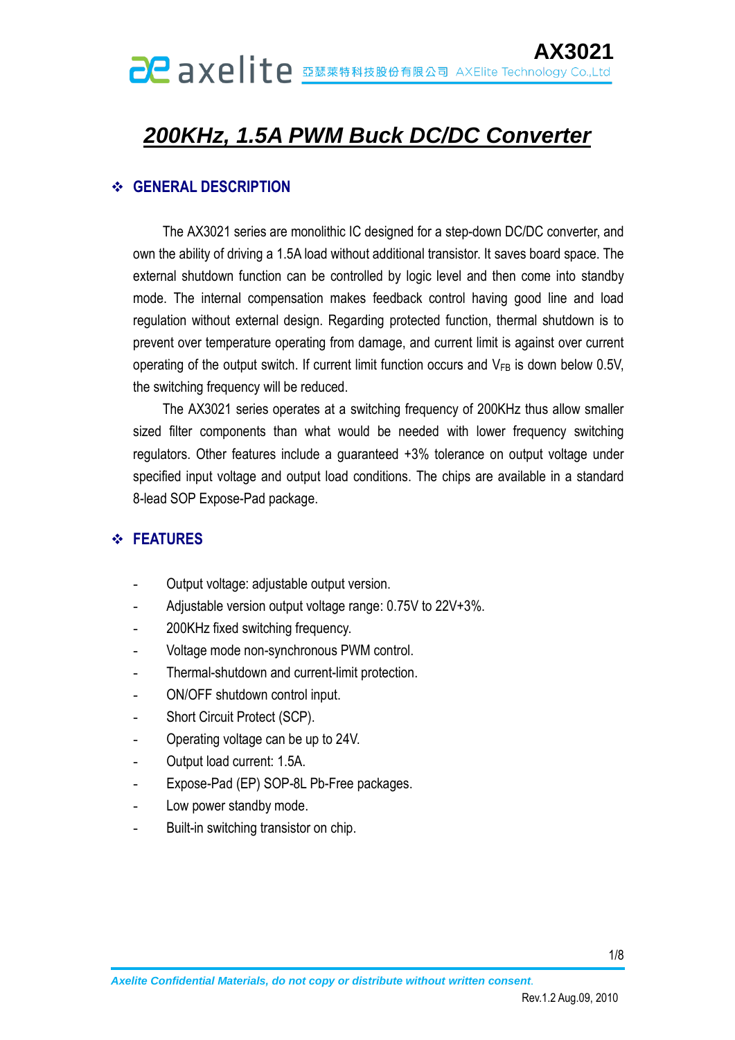# 200KHz, 1.5A PWM Buck DC/DC Converter

## ❖ GENERAL DESCRIPTION

The AX3021 series are monolithic IC designed for a step-down DC/DC converter, and own the ability of driving a 1.5A load without additional transistor. It saves board space. The external shutdown function can be controlled by logic level and then come into standby mode. The internal compensation makes feedback control having good line and load regulation without external design. Regarding protected function, thermal shutdown is to prevent over temperature operating from damage, and current limit is against over current operating of the output switch. If current limit function occurs and $V_{FB}$ is down below 0.5V, the switching frequency will be reduced.

The AX3021 series operates at a switching frequency of 200KHz thus allow smaller sized filter components than what would be needed with lower frequency switching regulators. Other features include a guaranteed +3% tolerance on output voltage under specified input voltage and output load conditions. The chips are available in a standard 8-lead SOP Expose-Pad package.

## ❖ FEATURES

- Output voltage: adjustable output version.
- Adjustable version output voltage range: 0.75V to 22V+3%.
- 200KHz fixed switching frequency.
- Voltage mode non-synchronous PWM control.
- Thermal-shutdown and current-limit protection.
- ON/OFF shutdown control input.
- Short Circuit Protect (SCP).
- Operating voltage can be up to 24V.
- Output load current: 1.5A.
- Expose-Pad (EP) SOP-8L Pb-Free packages.
- Low power standby mode.
- Built-in switching transistor on chip.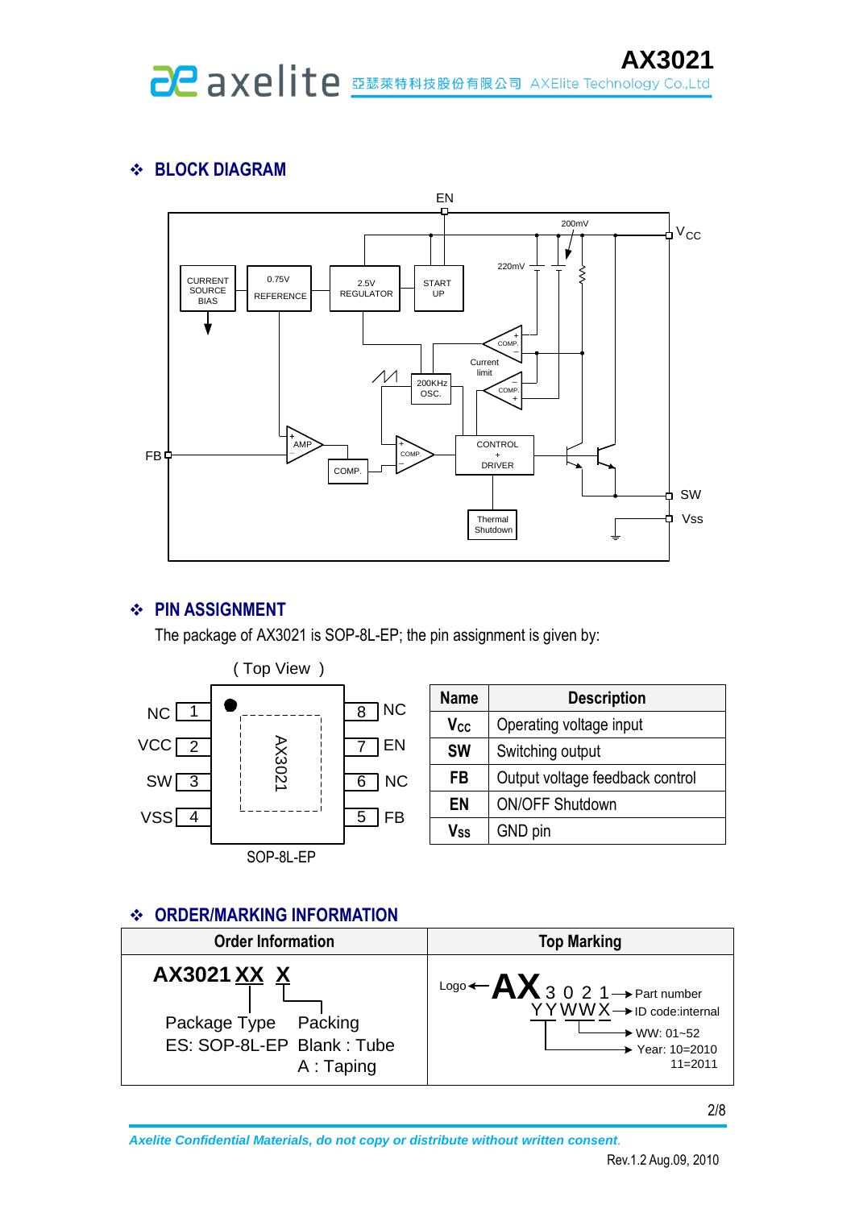## ❖ BLOCK DIAGRAM

## ❖ PIN ASSIGNMENT

The package of AX3021 is SOP-8L-EP; the pin assignment is given by:

( Top View )

| Pin | Name | | Pin | Name |
|---|---|---|---|---|
| 1 | NC | | 8 | NC |
| 2 | VCC | | 7 | EN |
| 3 | SW | | 6 | NC |
| 4 | VSS | | 5 | FB |

SOP-8L-EP

| Name | Description |
|---|---|
| $V_{CC}$ | Operating voltage input |
| SW | Switching output |
| FB | Output voltage feedback control |
| EN | ON/OFF Shutdown |
| $V_{SS}$ | GND pin |

## ❖ ORDER/MARKING INFORMATION

| Order Information | Top Marking |
|---|---|
| **AX3021 XX X**<br>Package Type: ES: SOP-8L-EP<br>Packing: Blank : Tube, A : Taping | Logo ← AX 3 0 2 1 → Part number<br>Y Y W W X → ID code:internal<br>WW: 01~52<br>Year: 10=2010, 11=2011 |

*Axelite Confidential Materials, do not copy or distribute without written consent.*

Rev.1.2 Aug.09, 2010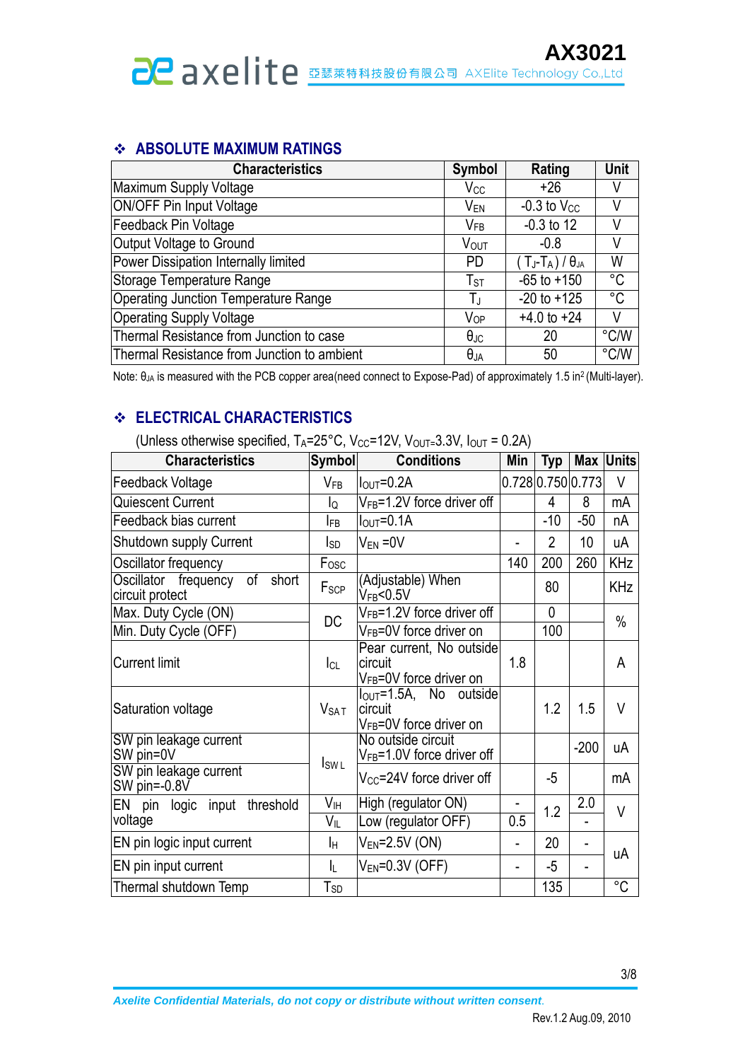## ❖ ABSOLUTE MAXIMUM RATINGS

| Characteristics | Symbol | Rating | Unit |
|---|---|---|---|
| Maximum Supply Voltage | $V_{CC}$ | +26 | V |
| ON/OFF Pin Input Voltage | $V_{EN}$ | -0.3 to $V_{CC}$ | V |
| Feedback Pin Voltage | $V_{FB}$ | -0.3 to 12 | V |
| Output Voltage to Ground | $V_{OUT}$ | -0.8 | V |
| Power Dissipation Internally limited | PD | $(T_J-T_A)/\theta_{JA}$ | W |
| Storage Temperature Range | $T_{ST}$ | -65 to +150 | °C |
| Operating Junction Temperature Range | $T_J$ | -20 to +125 | °C |
| Operating Supply Voltage | $V_{OP}$ | +4.0 to +24 | V |
| Thermal Resistance from Junction to case | $\theta_{JC}$ | 20 | °C/W |
| Thermal Resistance from Junction to ambient | $\theta_{JA}$ | 50 | °C/W |

Note: $\theta_{JA}$ is measured with the PCB copper area(need connect to Expose-Pad) of approximately 1.5 in$^2$ (Multi-layer).

## ❖ ELECTRICAL CHARACTERISTICS

(Unless otherwise specified, $T_A$=25°C, $V_{CC}$=12V, $V_{OUT}$=3.3V, $I_{OUT}$ = 0.2A)

| Characteristics | Symbol | Conditions | Min | Typ | Max | Units |
|---|---|---|---|---|---|---|
| Feedback Voltage | $V_{FB}$ | $I_{OUT}$=0.2A | 0.728 | 0.750 | 0.773 | V |
| Quiescent Current | $I_Q$ | $V_{FB}$=1.2V force driver off | | 4 | 8 | mA |
| Feedback bias current | $I_{FB}$ | $I_{OUT}$=0.1A | | -10 | -50 | nA |
| Shutdown supply Current | $I_{SD}$ | $V_{EN}$ =0V | - | 2 | 10 | uA |
| Oscillator frequency | $F_{OSC}$ | | 140 | 200 | 260 | KHz |
| Oscillator frequency of short circuit protect | $F_{SCP}$ | (Adjustable) When $V_{FB}$<0.5V | | 80 | | KHz |
| Max. Duty Cycle (ON) | DC | $V_{FB}$=1.2V force driver off | | 0 | | % |
| Min. Duty Cycle (OFF) | | $V_{FB}$=0V force driver on | | 100 | | |
| Current limit | $I_{CL}$ | Pear current, No outside circuit $V_{FB}$=0V force driver on | 1.8 | | | A |
| Saturation voltage | $V_{SAT}$ | $I_{OUT}$=1.5A, No outside circuit $V_{FB}$=0V force driver on | | 1.2 | 1.5 | V |
| SW pin leakage current SW pin=0V | $I_{SWL}$ | No outside circuit $V_{FB}$=1.0V force driver off | | | -200 | uA |
| SW pin leakage current SW pin=-0.8V | | $V_{CC}$=24V force driver off | | -5 | | mA |
| EN pin logic input threshold voltage | $V_{IH}$ | High (regulator ON) | - | 1.2 | 2.0 | V |
| | $V_{IL}$ | Low (regulator OFF) | 0.5 | | - | |
| EN pin logic input current | $I_H$ | $V_{EN}$=2.5V (ON) | - | 20 | - | uA |
| EN pin input current | $I_L$ | $V_{EN}$=0.3V (OFF) | - | -5 | - | |
| Thermal shutdown Temp | $T_{SD}$ | | | 135 | | °C |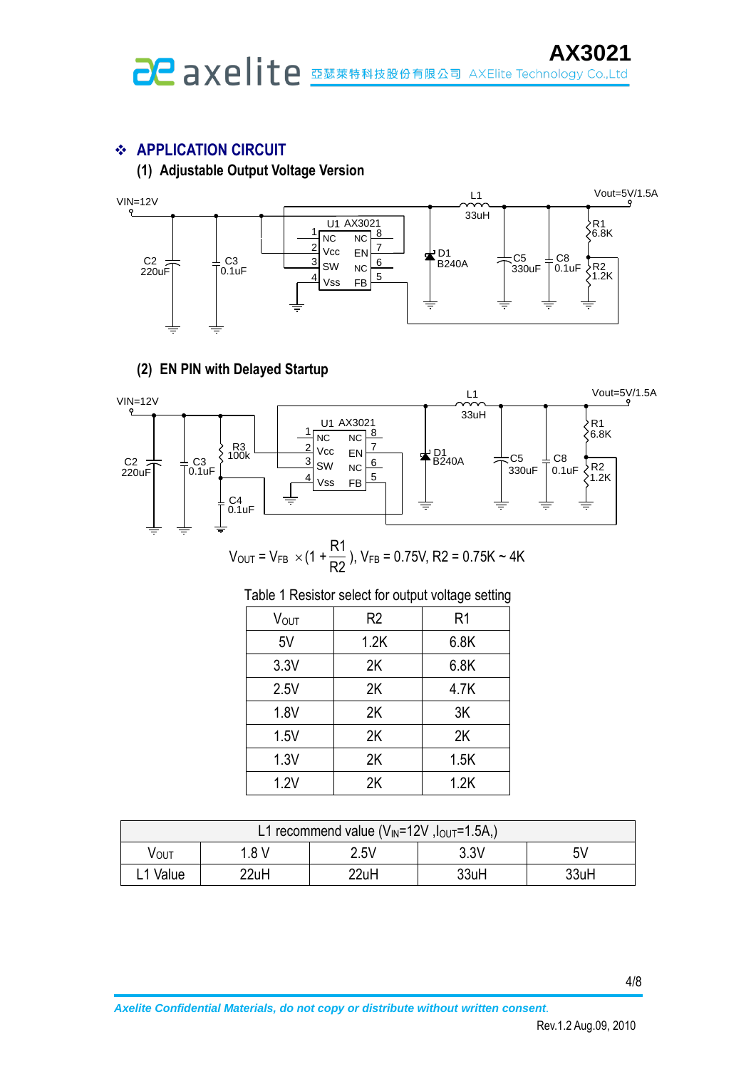## ❖ APPLICATION CIRCUIT

### (1) Adjustable Output Voltage Version

VIN=12V

C2 220uF, C3 0.1uF, U1 AX3021 (1 NC, 2 Vcc, 3 SW, 4 Vss, 5 FB, 6 NC, 7 EN, 8 NC), D1 B240A, L1 33uH, C5 330uF, C8 0.1uF, R1 6.8K, R2 1.2K

Vout=5V/1.5A

### (2) EN PIN with Delayed Startup

VIN=12V

C2 220uF, C3 0.1uF, R3 100k, C4 0.1uF, U1 AX3021 (1 NC, 2 Vcc, 3 SW, 4 Vss, 5 FB, 6 NC, 7 EN, 8 NC), D1 B240A, L1 33uH, C5 330uF, C8 0.1uF, R1 6.8K, R2 1.2K

Vout=5V/1.5A

$$V_{OUT} = V_{FB} \times (1 + \frac{R1}{R2}),\ V_{FB} = 0.75V,\ R2 = 0.75K \sim 4K$$

Table 1 Resistor select for output voltage setting

| $V_{OUT}$ | R2 | R1 |
|---|---|---|
| 5V | 1.2K | 6.8K |
| 3.3V | 2K | 6.8K |
| 2.5V | 2K | 4.7K |
| 1.8V | 2K | 3K |
| 1.5V | 2K | 2K |
| 1.3V | 2K | 1.5K |
| 1.2V | 2K | 1.2K |

| L1 recommend value ($V_{IN}$=12V ,$I_{OUT}$=1.5A,) | | | | |
|---|---|---|---|---|
| $V_{OUT}$ | 1.8 V | 2.5V | 3.3V | 5V |
| L1 Value | 22uH | 22uH | 33uH | 33uH |

*Axelite Confidential Materials, do not copy or distribute without written consent.*

Rev.1.2 Aug.09, 2010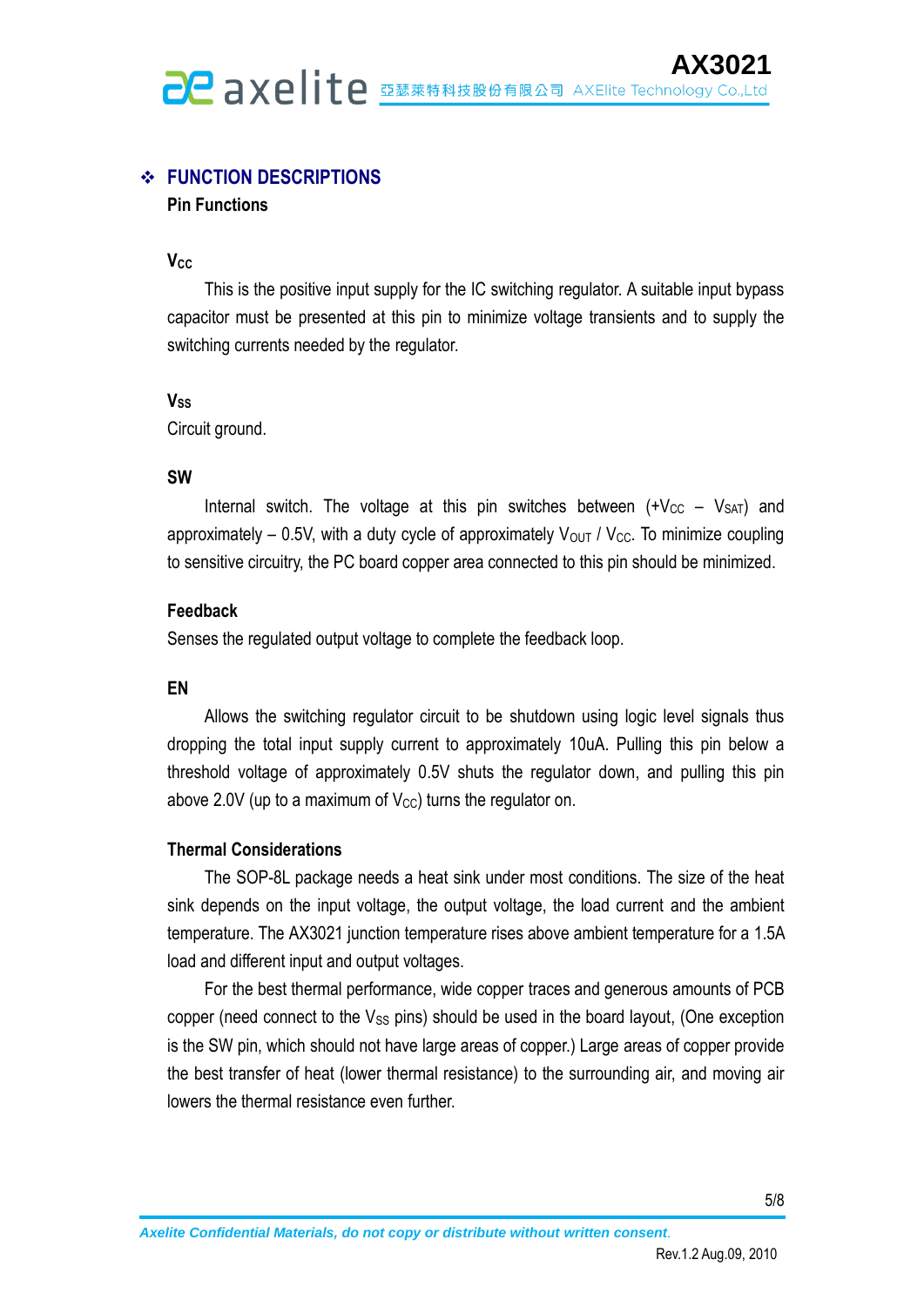## ❖ FUNCTION DESCRIPTIONS

### Pin Functions

**$V_{CC}$**

This is the positive input supply for the IC switching regulator. A suitable input bypass capacitor must be presented at this pin to minimize voltage transients and to supply the switching currents needed by the regulator.

**$V_{SS}$**

Circuit ground.

**SW**

Internal switch. The voltage at this pin switches between ($+V_{CC}$ – $V_{SAT}$) and approximately – 0.5V, with a duty cycle of approximately $V_{OUT}$ / $V_{CC}$. To minimize coupling to sensitive circuitry, the PC board copper area connected to this pin should be minimized.

**Feedback**

Senses the regulated output voltage to complete the feedback loop.

**EN**

Allows the switching regulator circuit to be shutdown using logic level signals thus dropping the total input supply current to approximately 10uA. Pulling this pin below a threshold voltage of approximately 0.5V shuts the regulator down, and pulling this pin above 2.0V (up to a maximum of $V_{CC}$) turns the regulator on.

### Thermal Considerations

The SOP-8L package needs a heat sink under most conditions. The size of the heat sink depends on the input voltage, the output voltage, the load current and the ambient temperature. The AX3021 junction temperature rises above ambient temperature for a 1.5A load and different input and output voltages.

For the best thermal performance, wide copper traces and generous amounts of PCB copper (need connect to the $V_{SS}$ pins) should be used in the board layout, (One exception is the SW pin, which should not have large areas of copper.) Large areas of copper provide the best transfer of heat (lower thermal resistance) to the surrounding air, and moving air lowers the thermal resistance even further.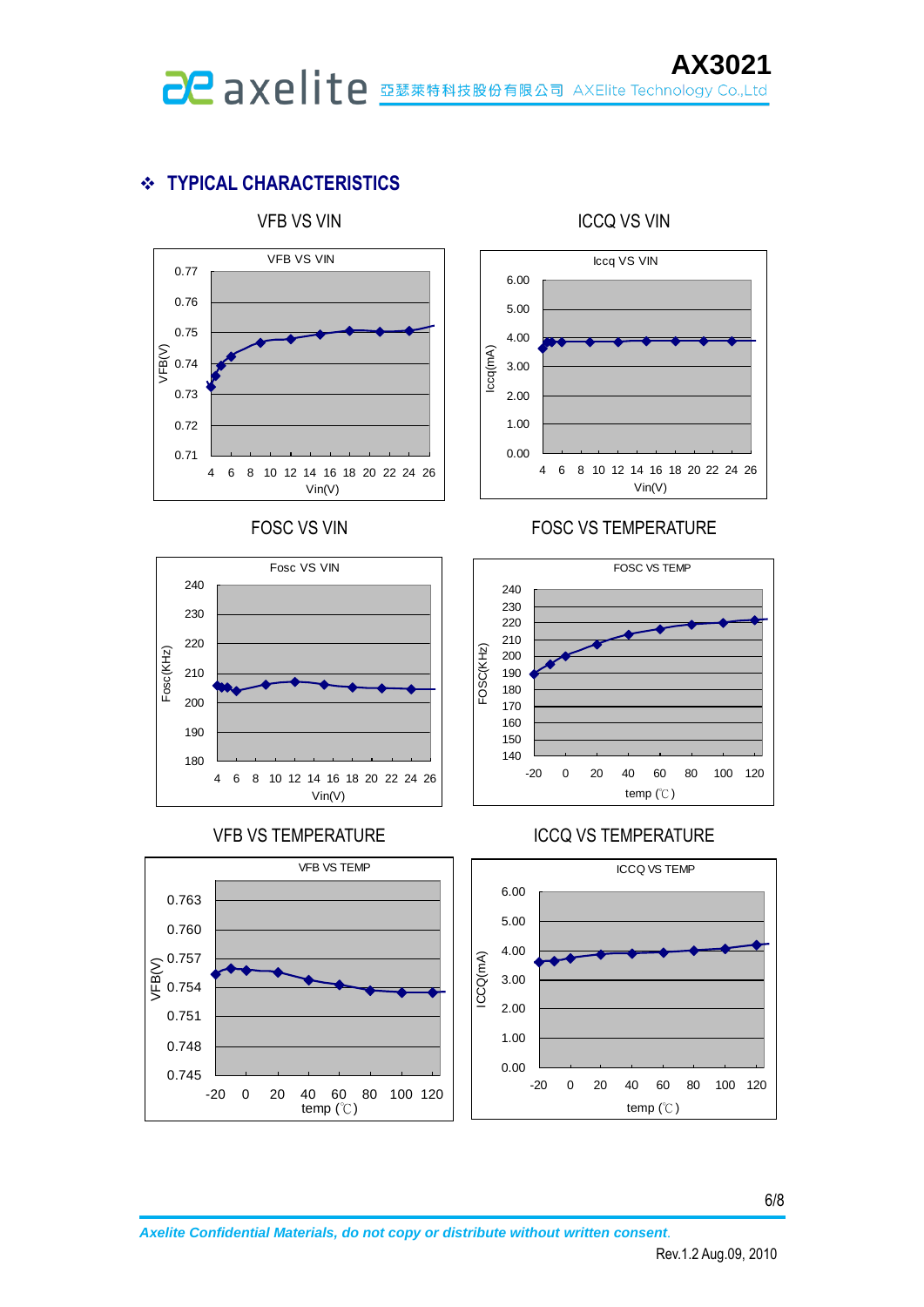## ❖ TYPICAL CHARACTERISTICS

VFB VS VIN

ICCQ VS VIN

FOSC VS VIN

FOSC VS TEMPERATURE

VFB VS TEMPERATURE

ICCQ VS TEMPERATURE

*Axelite Confidential Materials, do not copy or distribute without written consent.*

Rev.1.2 Aug.09, 2010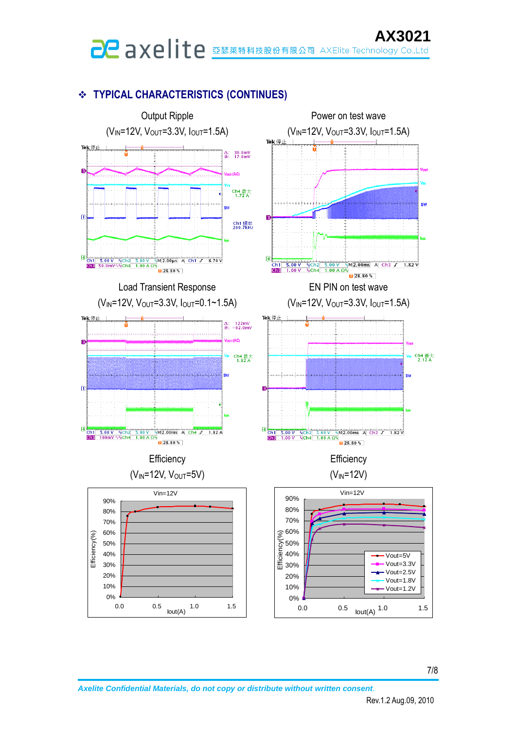## ❖ TYPICAL CHARACTERISTICS (CONTINUES)

Output Ripple

($V_{IN}$=12V, $V_{OUT}$=3.3V, $I_{OUT}$=1.5A)

Power on test wave

($V_{IN}$=12V, $V_{OUT}$=3.3V, $I_{OUT}$=1.5A)

Load Transient Response

($V_{IN}$=12V, $V_{OUT}$=3.3V, $I_{OUT}$=0.1~1.5A)

EN PIN on test wave

($V_{IN}$=12V, $V_{OUT}$=3.3V, $I_{OUT}$=1.5A)

Efficiency

($V_{IN}$=12V, $V_{OUT}$=5V)

Efficiency

($V_{IN}$=12V)

*Axelite Confidential Materials, do not copy or distribute without written consent.*

Rev.1.2 Aug.09, 2010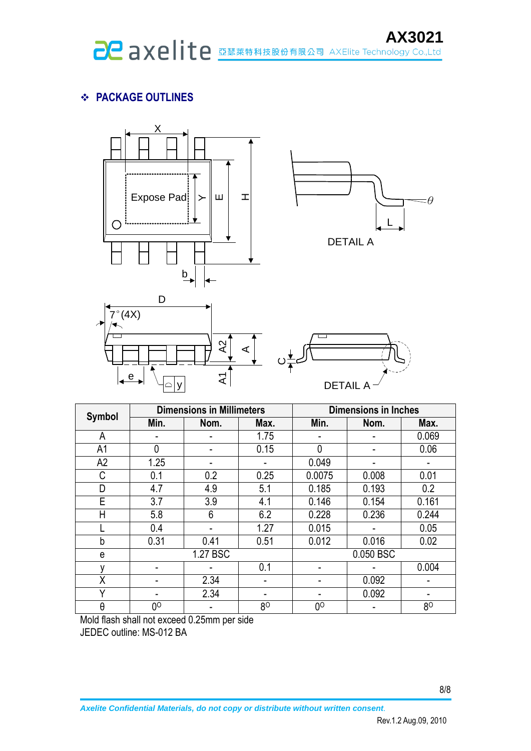## ❖ PACKAGE OUTLINES

| Symbol | Dimensions in Millimeters | | | Dimensions in Inches | | |
|---|---|---|---|---|---|---|
| | Min. | Nom. | Max. | Min. | Nom. | Max. |
| A | - | - | 1.75 | - | - | 0.069 |
| A1 | 0 | - | 0.15 | 0 | - | 0.06 |
| A2 | 1.25 | - | - | 0.049 | - | - |
| C | 0.1 | 0.2 | 0.25 | 0.0075 | 0.008 | 0.01 |
| D | 4.7 | 4.9 | 5.1 | 0.185 | 0.193 | 0.2 |
| E | 3.7 | 3.9 | 4.1 | 0.146 | 0.154 | 0.161 |
| H | 5.8 | 6 | 6.2 | 0.228 | 0.236 | 0.244 |
| L | 0.4 | - | 1.27 | 0.015 | - | 0.05 |
| b | 0.31 | 0.41 | 0.51 | 0.012 | 0.016 | 0.02 |
| e | 1.27 BSC | | | 0.050 BSC | | |
| y | - | - | 0.1 | - | - | 0.004 |
| X | - | 2.34 | - | - | 0.092 | - |
| Y | - | 2.34 | - | - | 0.092 | - |
| θ | $0^{o}$ | - | $8^{o}$ | $0^{o}$ | - | $8^{o}$ |

Mold flash shall not exceed 0.25mm per side
JEDEC outline: MS-012 BA

*Axelite Confidential Materials, do not copy or distribute without written consent.*

Rev.1.2 Aug.09, 2010